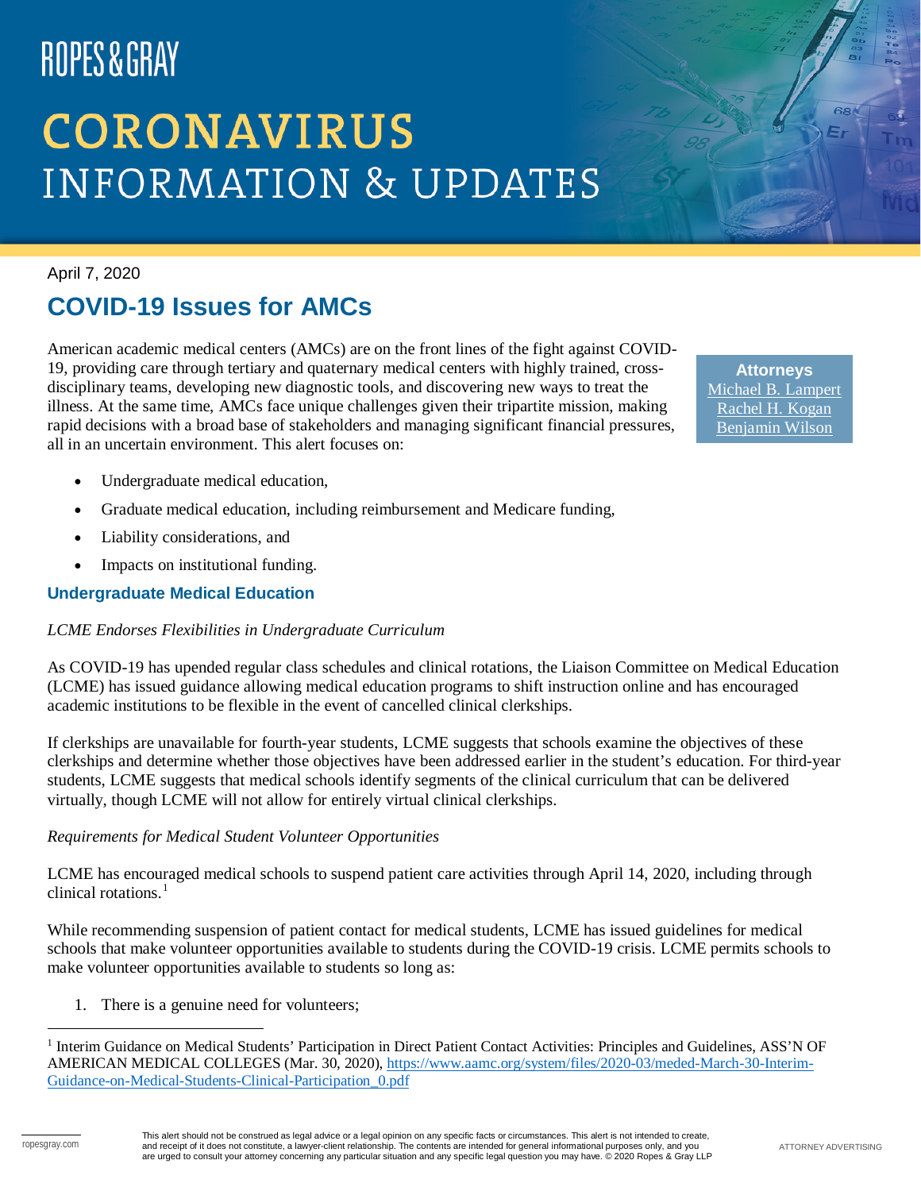ROPES & GRAY

# CORONAVIRUS INFORMATION & UPDATES

April 7, 2020

## COVID-19 Issues for AMCs

**Attorneys**
Michael B. Lampert
Rachel H. Kogan
Benjamin Wilson

American academic medical centers (AMCs) are on the front lines of the fight against COVID-19, providing care through tertiary and quaternary medical centers with highly trained, cross-disciplinary teams, developing new diagnostic tools, and discovering new ways to treat the illness. At the same time, AMCs face unique challenges given their tripartite mission, making rapid decisions with a broad base of stakeholders and managing significant financial pressures, all in an uncertain environment. This alert focuses on:

- Undergraduate medical education,
- Graduate medical education, including reimbursement and Medicare funding,
- Liability considerations, and
- Impacts on institutional funding.

### Undergraduate Medical Education

*LCME Endorses Flexibilities in Undergraduate Curriculum*

As COVID-19 has upended regular class schedules and clinical rotations, the Liaison Committee on Medical Education (LCME) has issued guidance allowing medical education programs to shift instruction online and has encouraged academic institutions to be flexible in the event of cancelled clinical clerkships.

If clerkships are unavailable for fourth-year students, LCME suggests that schools examine the objectives of these clerkships and determine whether those objectives have been addressed earlier in the student's education. For third-year students, LCME suggests that medical schools identify segments of the clinical curriculum that can be delivered virtually, though LCME will not allow for entirely virtual clinical clerkships.

*Requirements for Medical Student Volunteer Opportunities*

LCME has encouraged medical schools to suspend patient care activities through April 14, 2020, including through clinical rotations.[1]

While recommending suspension of patient contact for medical students, LCME has issued guidelines for medical schools that make volunteer opportunities available to students during the COVID-19 crisis. LCME permits schools to make volunteer opportunities available to students so long as:

1. There is a genuine need for volunteers;

[1] Interim Guidance on Medical Students' Participation in Direct Patient Contact Activities: Principles and Guidelines, ASS'N OF AMERICAN MEDICAL COLLEGES (Mar. 30, 2020), https://www.aamc.org/system/files/2020-03/meded-March-30-Interim-Guidance-on-Medical-Students-Clinical-Participation_0.pdf

This alert should not be construed as legal advice or a legal opinion on any specific facts or circumstances. This alert is not intended to create, and receipt of it does not constitute, a lawyer-client relationship. The contents are intended for general informational purposes only, and you are urged to consult your attorney concerning any particular situation and any specific legal question you may have. © 2020 Ropes & Gray LLP

ATTORNEY ADVERTISING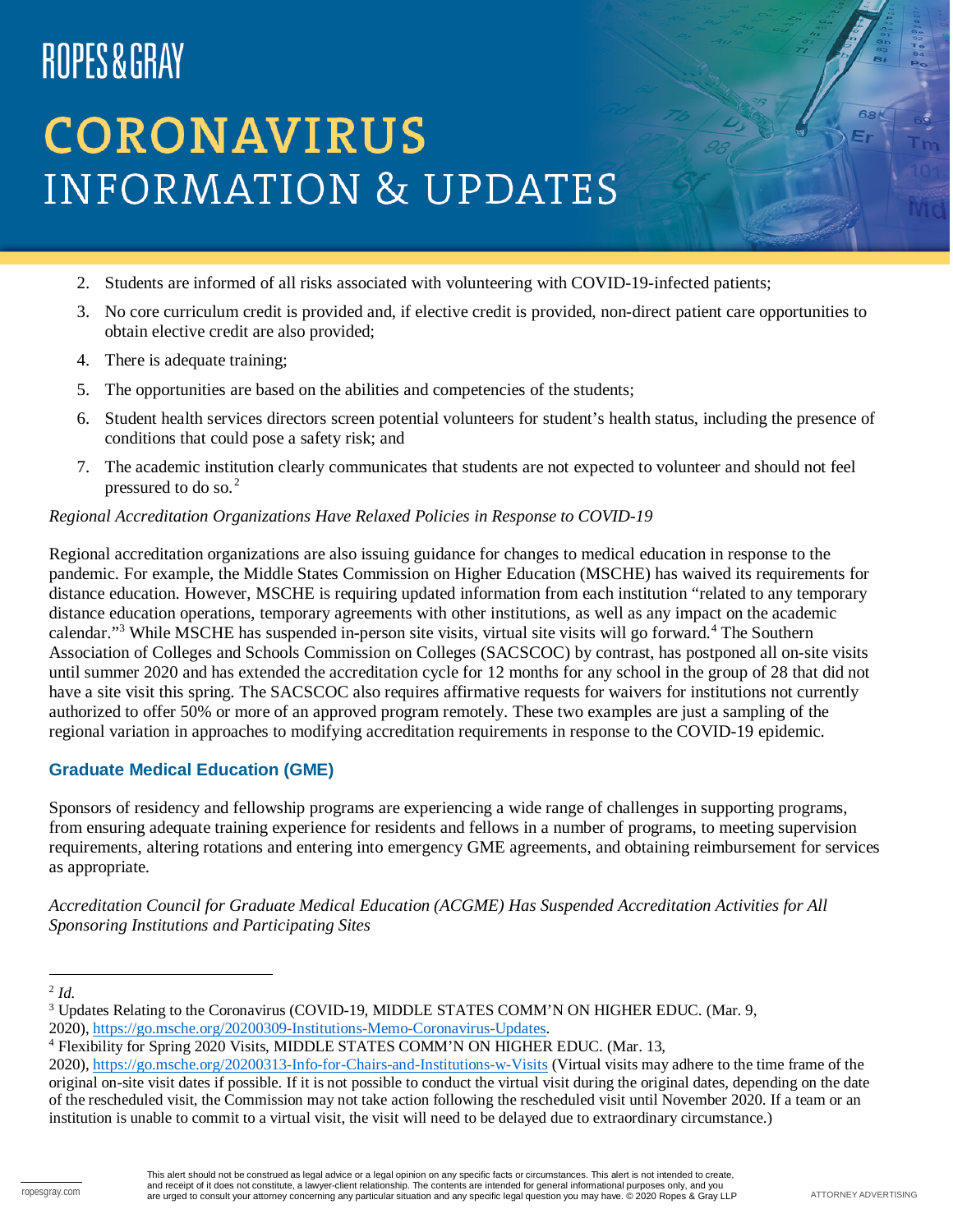2. Students are informed of all risks associated with volunteering with COVID-19-infected patients;
3. No core curriculum credit is provided and, if elective credit is provided, non-direct patient care opportunities to obtain elective credit are also provided;
4. There is adequate training;
5. The opportunities are based on the abilities and competencies of the students;
6. Student health services directors screen potential volunteers for student's health status, including the presence of conditions that could pose a safety risk; and
7. The academic institution clearly communicates that students are not expected to volunteer and should not feel pressured to do so.[2]

*Regional Accreditation Organizations Have Relaxed Policies in Response to COVID-19*

Regional accreditation organizations are also issuing guidance for changes to medical education in response to the pandemic. For example, the Middle States Commission on Higher Education (MSCHE) has waived its requirements for distance education. However, MSCHE is requiring updated information from each institution "related to any temporary distance education operations, temporary agreements with other institutions, as well as any impact on the academic calendar."[3] While MSCHE has suspended in-person site visits, virtual site visits will go forward.[4] The Southern Association of Colleges and Schools Commission on Colleges (SACSCOC) by contrast, has postponed all on-site visits until summer 2020 and has extended the accreditation cycle for 12 months for any school in the group of 28 that did not have a site visit this spring. The SACSCOC also requires affirmative requests for waivers for institutions not currently authorized to offer 50% or more of an approved program remotely. These two examples are just a sampling of the regional variation in approaches to modifying accreditation requirements in response to the COVID-19 epidemic.

## Graduate Medical Education (GME)

Sponsors of residency and fellowship programs are experiencing a wide range of challenges in supporting programs, from ensuring adequate training experience for residents and fellows in a number of programs, to meeting supervision requirements, altering rotations and entering into emergency GME agreements, and obtaining reimbursement for services as appropriate.

*Accreditation Council for Graduate Medical Education (ACGME) Has Suspended Accreditation Activities for All Sponsoring Institutions and Participating Sites*

---

[2] *Id.*

[3] Updates Relating to the Coronavirus (COVID-19, MIDDLE STATES COMM'N ON HIGHER EDUC. (Mar. 9, 2020), https://go.msche.org/20200309-Institutions-Memo-Coronavirus-Updates.

[4] Flexibility for Spring 2020 Visits, MIDDLE STATES COMM'N ON HIGHER EDUC. (Mar. 13, 2020), https://go.msche.org/20200313-Info-for-Chairs-and-Institutions-w-Visits (Virtual visits may adhere to the time frame of the original on-site visit dates if possible. If it is not possible to conduct the virtual visit during the original dates, depending on the date of the rescheduled visit, the Commission may not take action following the rescheduled visit until November 2020. If a team or an institution is unable to commit to a virtual visit, the visit will need to be delayed due to extraordinary circumstance.)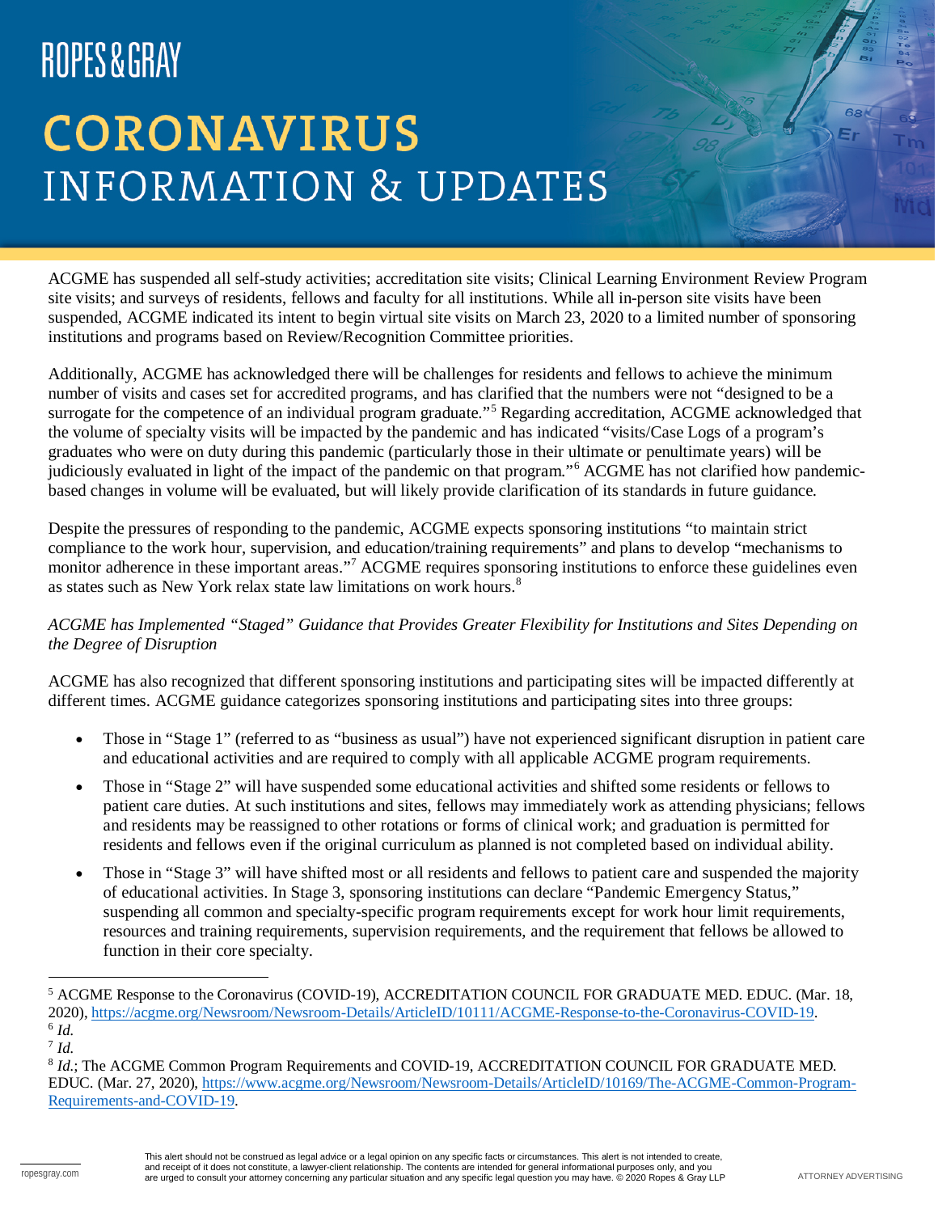ACGME has suspended all self-study activities; accreditation site visits; Clinical Learning Environment Review Program site visits; and surveys of residents, fellows and faculty for all institutions. While all in-person site visits have been suspended, ACGME indicated its intent to begin virtual site visits on March 23, 2020 to a limited number of sponsoring institutions and programs based on Review/Recognition Committee priorities.

Additionally, ACGME has acknowledged there will be challenges for residents and fellows to achieve the minimum number of visits and cases set for accredited programs, and has clarified that the numbers were not "designed to be a surrogate for the competence of an individual program graduate."[5] Regarding accreditation, ACGME acknowledged that the volume of specialty visits will be impacted by the pandemic and has indicated "visits/Case Logs of a program's graduates who were on duty during this pandemic (particularly those in their ultimate or penultimate years) will be judiciously evaluated in light of the impact of the pandemic on that program."[6] ACGME has not clarified how pandemic-based changes in volume will be evaluated, but will likely provide clarification of its standards in future guidance.

Despite the pressures of responding to the pandemic, ACGME expects sponsoring institutions "to maintain strict compliance to the work hour, supervision, and education/training requirements" and plans to develop "mechanisms to monitor adherence in these important areas."[7] ACGME requires sponsoring institutions to enforce these guidelines even as states such as New York relax state law limitations on work hours.[8]

*ACGME has Implemented "Staged" Guidance that Provides Greater Flexibility for Institutions and Sites Depending on the Degree of Disruption*

ACGME has also recognized that different sponsoring institutions and participating sites will be impacted differently at different times. ACGME guidance categorizes sponsoring institutions and participating sites into three groups:

- Those in "Stage 1" (referred to as "business as usual") have not experienced significant disruption in patient care and educational activities and are required to comply with all applicable ACGME program requirements.
- Those in "Stage 2" will have suspended some educational activities and shifted some residents or fellows to patient care duties. At such institutions and sites, fellows may immediately work as attending physicians; fellows and residents may be reassigned to other rotations or forms of clinical work; and graduation is permitted for residents and fellows even if the original curriculum as planned is not completed based on individual ability.
- Those in "Stage 3" will have shifted most or all residents and fellows to patient care and suspended the majority of educational activities. In Stage 3, sponsoring institutions can declare "Pandemic Emergency Status," suspending all common and specialty-specific program requirements except for work hour limit requirements, resources and training requirements, supervision requirements, and the requirement that fellows be allowed to function in their core specialty.

---

[5] ACGME Response to the Coronavirus (COVID-19), ACCREDITATION COUNCIL FOR GRADUATE MED. EDUC. (Mar. 18, 2020), https://acgme.org/Newsroom/Newsroom-Details/ArticleID/10111/ACGME-Response-to-the-Coronavirus-COVID-19.

[6] *Id.*

[7] *Id.*

[8] *Id.*; The ACGME Common Program Requirements and COVID-19, ACCREDITATION COUNCIL FOR GRADUATE MED. EDUC. (Mar. 27, 2020), https://www.acgme.org/Newsroom/Newsroom-Details/ArticleID/10169/The-ACGME-Common-Program-Requirements-and-COVID-19.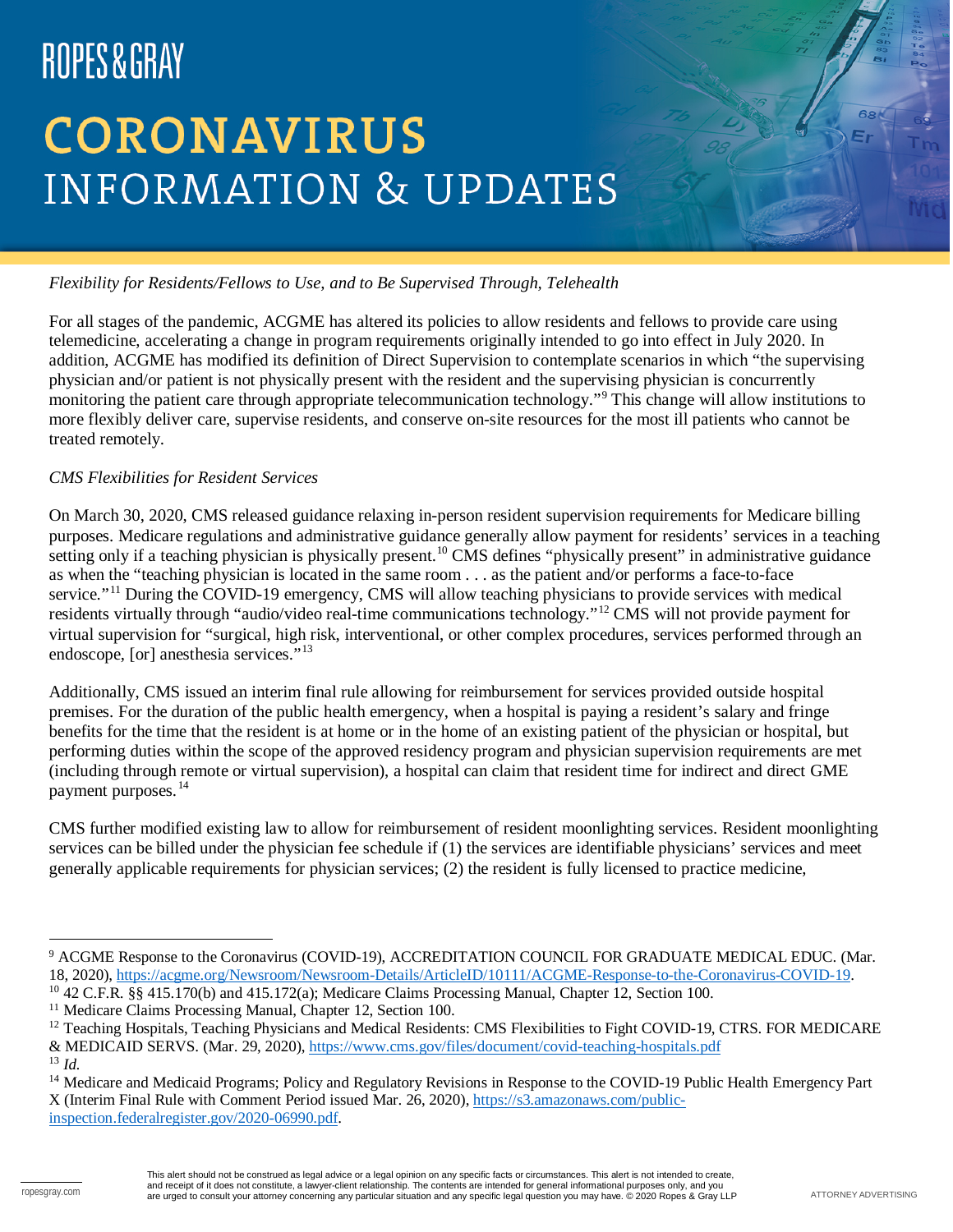*Flexibility for Residents/Fellows to Use, and to Be Supervised Through, Telehealth*

For all stages of the pandemic, ACGME has altered its policies to allow residents and fellows to provide care using telemedicine, accelerating a change in program requirements originally intended to go into effect in July 2020. In addition, ACGME has modified its definition of Direct Supervision to contemplate scenarios in which "the supervising physician and/or patient is not physically present with the resident and the supervising physician is concurrently monitoring the patient care through appropriate telecommunication technology."[9] This change will allow institutions to more flexibly deliver care, supervise residents, and conserve on-site resources for the most ill patients who cannot be treated remotely.

*CMS Flexibilities for Resident Services*

On March 30, 2020, CMS released guidance relaxing in-person resident supervision requirements for Medicare billing purposes. Medicare regulations and administrative guidance generally allow payment for residents' services in a teaching setting only if a teaching physician is physically present.[10] CMS defines "physically present" in administrative guidance as when the "teaching physician is located in the same room . . . as the patient and/or performs a face-to-face service."[11] During the COVID-19 emergency, CMS will allow teaching physicians to provide services with medical residents virtually through "audio/video real-time communications technology."[12] CMS will not provide payment for virtual supervision for "surgical, high risk, interventional, or other complex procedures, services performed through an endoscope, [or] anesthesia services."[13]

Additionally, CMS issued an interim final rule allowing for reimbursement for services provided outside hospital premises. For the duration of the public health emergency, when a hospital is paying a resident's salary and fringe benefits for the time that the resident is at home or in the home of an existing patient of the physician or hospital, but performing duties within the scope of the approved residency program and physician supervision requirements are met (including through remote or virtual supervision), a hospital can claim that resident time for indirect and direct GME payment purposes.[14]

CMS further modified existing law to allow for reimbursement of resident moonlighting services. Resident moonlighting services can be billed under the physician fee schedule if (1) the services are identifiable physicians' services and meet generally applicable requirements for physician services; (2) the resident is fully licensed to practice medicine,

---

[9] ACGME Response to the Coronavirus (COVID-19), ACCREDITATION COUNCIL FOR GRADUATE MEDICAL EDUC. (Mar. 18, 2020), https://acgme.org/Newsroom/Newsroom-Details/ArticleID/10111/ACGME-Response-to-the-Coronavirus-COVID-19.

[10] 42 C.F.R. §§ 415.170(b) and 415.172(a); Medicare Claims Processing Manual, Chapter 12, Section 100.

[11] Medicare Claims Processing Manual, Chapter 12, Section 100.

[12] Teaching Hospitals, Teaching Physicians and Medical Residents: CMS Flexibilities to Fight COVID-19, CTRS. FOR MEDICARE & MEDICAID SERVS. (Mar. 29, 2020), https://www.cms.gov/files/document/covid-teaching-hospitals.pdf

[13] *Id.*

[14] Medicare and Medicaid Programs; Policy and Regulatory Revisions in Response to the COVID-19 Public Health Emergency Part X (Interim Final Rule with Comment Period issued Mar. 26, 2020), https://s3.amazonaws.com/public-inspection.federalregister.gov/2020-06990.pdf.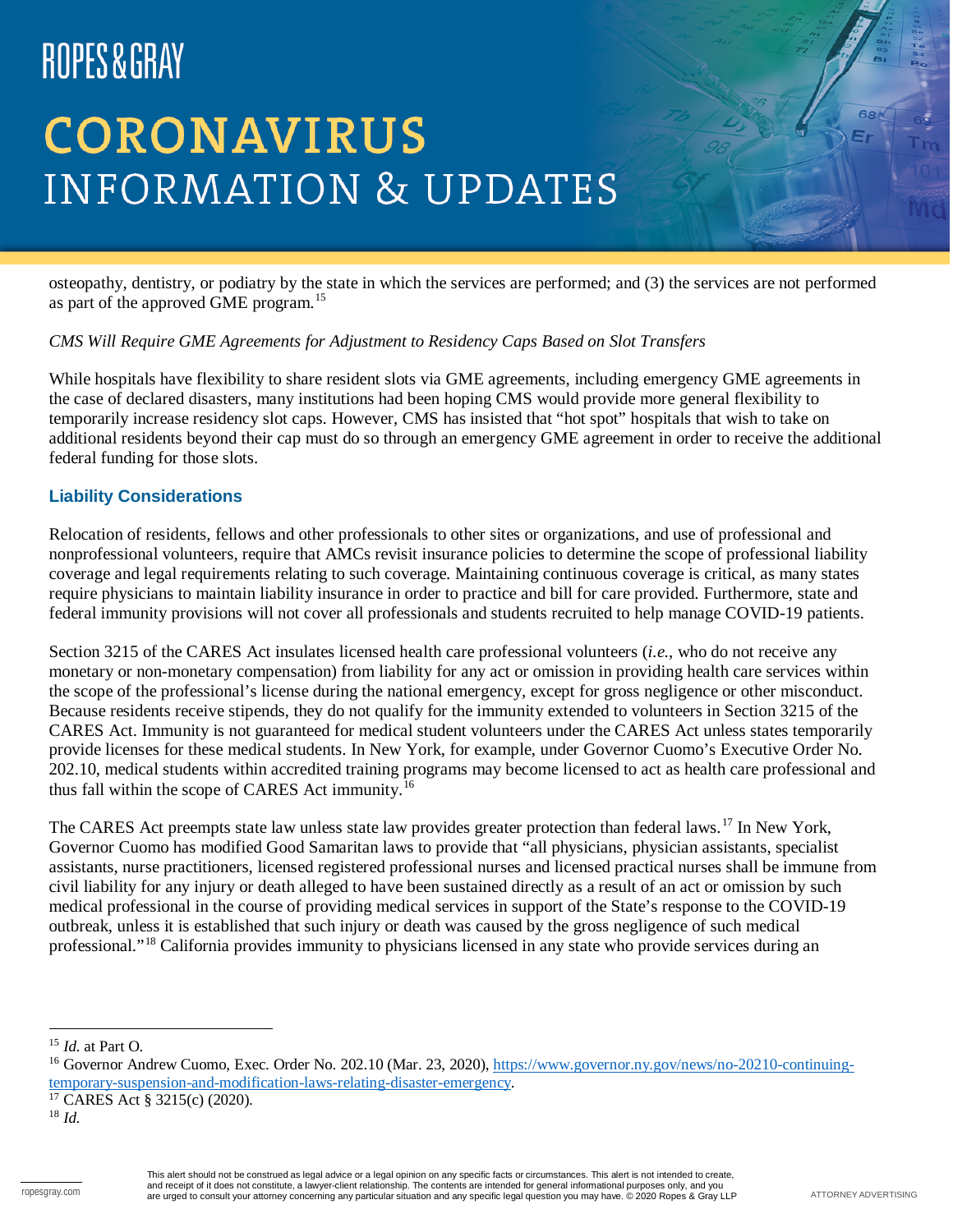osteopathy, dentistry, or podiatry by the state in which the services are performed; and (3) the services are not performed as part of the approved GME program.[15]

*CMS Will Require GME Agreements for Adjustment to Residency Caps Based on Slot Transfers*

While hospitals have flexibility to share resident slots via GME agreements, including emergency GME agreements in the case of declared disasters, many institutions had been hoping CMS would provide more general flexibility to temporarily increase residency slot caps. However, CMS has insisted that "hot spot" hospitals that wish to take on additional residents beyond their cap must do so through an emergency GME agreement in order to receive the additional federal funding for those slots.

### Liability Considerations

Relocation of residents, fellows and other professionals to other sites or organizations, and use of professional and nonprofessional volunteers, require that AMCs revisit insurance policies to determine the scope of professional liability coverage and legal requirements relating to such coverage. Maintaining continuous coverage is critical, as many states require physicians to maintain liability insurance in order to practice and bill for care provided. Furthermore, state and federal immunity provisions will not cover all professionals and students recruited to help manage COVID-19 patients.

Section 3215 of the CARES Act insulates licensed health care professional volunteers (*i.e.*, who do not receive any monetary or non-monetary compensation) from liability for any act or omission in providing health care services within the scope of the professional's license during the national emergency, except for gross negligence or other misconduct. Because residents receive stipends, they do not qualify for the immunity extended to volunteers in Section 3215 of the CARES Act. Immunity is not guaranteed for medical student volunteers under the CARES Act unless states temporarily provide licenses for these medical students. In New York, for example, under Governor Cuomo's Executive Order No. 202.10, medical students within accredited training programs may become licensed to act as health care professional and thus fall within the scope of CARES Act immunity.[16]

The CARES Act preempts state law unless state law provides greater protection than federal laws.[17] In New York, Governor Cuomo has modified Good Samaritan laws to provide that "all physicians, physician assistants, specialist assistants, nurse practitioners, licensed registered professional nurses and licensed practical nurses shall be immune from civil liability for any injury or death alleged to have been sustained directly as a result of an act or omission by such medical professional in the course of providing medical services in support of the State's response to the COVID-19 outbreak, unless it is established that such injury or death was caused by the gross negligence of such medical professional."[18] California provides immunity to physicians licensed in any state who provide services during an

---

[15] *Id.* at Part O.

[16] Governor Andrew Cuomo, Exec. Order No. 202.10 (Mar. 23, 2020), https://www.governor.ny.gov/news/no-20210-continuing-temporary-suspension-and-modification-laws-relating-disaster-emergency.

[17] CARES Act § 3215(c) (2020).

[18] *Id.*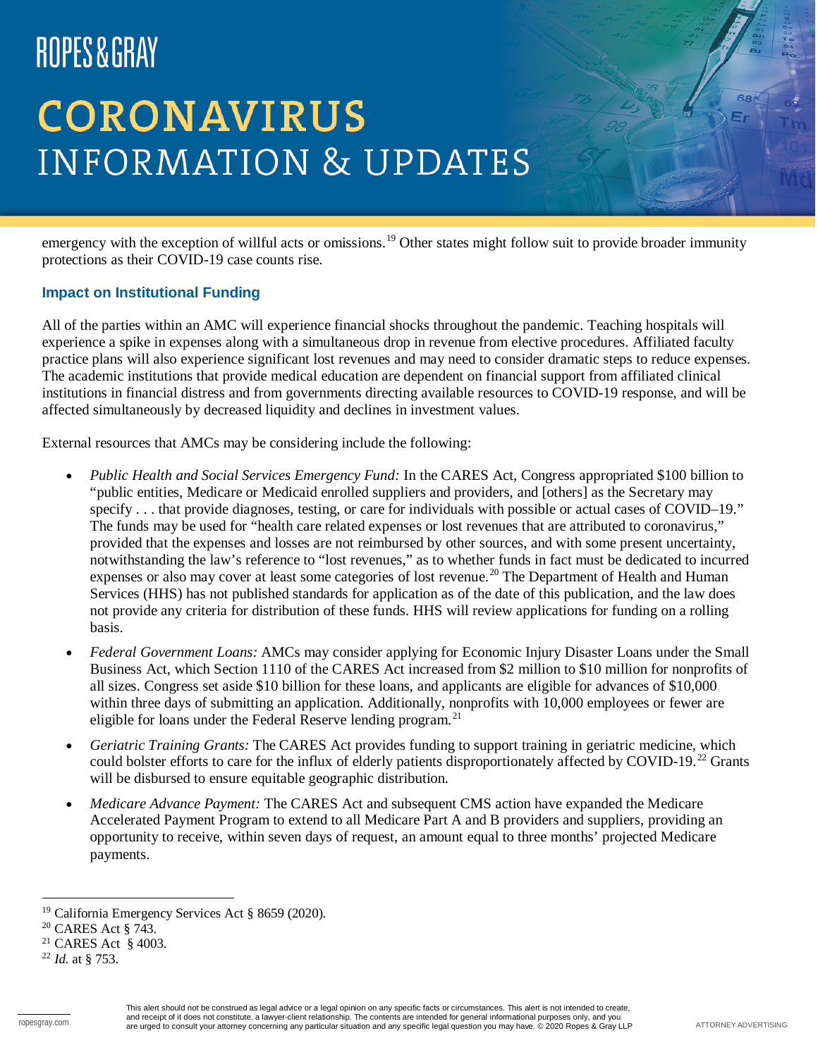emergency with the exception of willful acts or omissions.[19] Other states might follow suit to provide broader immunity protections as their COVID-19 case counts rise.

### Impact on Institutional Funding

All of the parties within an AMC will experience financial shocks throughout the pandemic. Teaching hospitals will experience a spike in expenses along with a simultaneous drop in revenue from elective procedures. Affiliated faculty practice plans will also experience significant lost revenues and may need to consider dramatic steps to reduce expenses. The academic institutions that provide medical education are dependent on financial support from affiliated clinical institutions in financial distress and from governments directing available resources to COVID-19 response, and will be affected simultaneously by decreased liquidity and declines in investment values.

External resources that AMCs may be considering include the following:

- *Public Health and Social Services Emergency Fund:* In the CARES Act, Congress appropriated $100 billion to "public entities, Medicare or Medicaid enrolled suppliers and providers, and [others] as the Secretary may specify . . . that provide diagnoses, testing, or care for individuals with possible or actual cases of COVID–19." The funds may be used for "health care related expenses or lost revenues that are attributed to coronavirus," provided that the expenses and losses are not reimbursed by other sources, and with some present uncertainty, notwithstanding the law's reference to "lost revenues," as to whether funds in fact must be dedicated to incurred expenses or also may cover at least some categories of lost revenue.[20] The Department of Health and Human Services (HHS) has not published standards for application as of the date of this publication, and the law does not provide any criteria for distribution of these funds. HHS will review applications for funding on a rolling basis.
- *Federal Government Loans:* AMCs may consider applying for Economic Injury Disaster Loans under the Small Business Act, which Section 1110 of the CARES Act increased from $2 million to $10 million for nonprofits of all sizes. Congress set aside $10 billion for these loans, and applicants are eligible for advances of $10,000 within three days of submitting an application. Additionally, nonprofits with 10,000 employees or fewer are eligible for loans under the Federal Reserve lending program.[21]
- *Geriatric Training Grants:* The CARES Act provides funding to support training in geriatric medicine, which could bolster efforts to care for the influx of elderly patients disproportionately affected by COVID-19.[22] Grants will be disbursed to ensure equitable geographic distribution.
- *Medicare Advance Payment:* The CARES Act and subsequent CMS action have expanded the Medicare Accelerated Payment Program to extend to all Medicare Part A and B providers and suppliers, providing an opportunity to receive, within seven days of request, an amount equal to three months' projected Medicare payments.

---

[19] California Emergency Services Act § 8659 (2020).
[20] CARES Act § 743.
[21] CARES Act § 4003.
[22] *Id.* at § 753.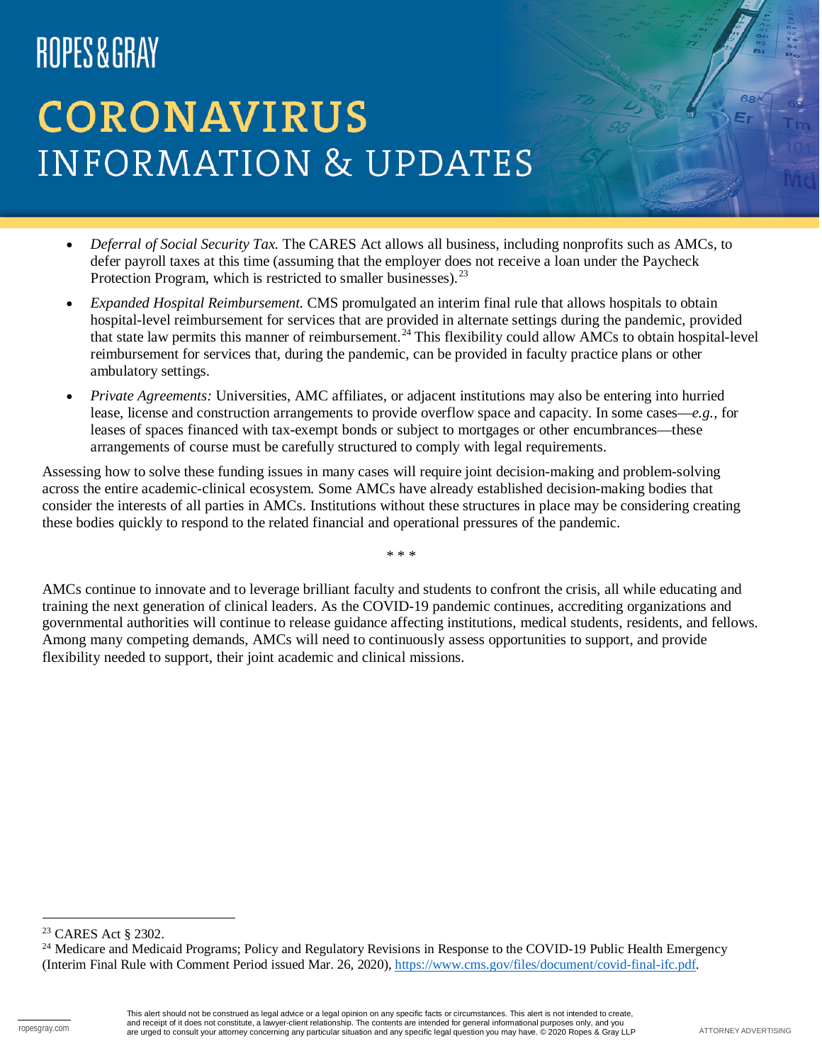- *Deferral of Social Security Tax.* The CARES Act allows all business, including nonprofits such as AMCs, to defer payroll taxes at this time (assuming that the employer does not receive a loan under the Paycheck Protection Program, which is restricted to smaller businesses).[23]
- *Expanded Hospital Reimbursement.* CMS promulgated an interim final rule that allows hospitals to obtain hospital-level reimbursement for services that are provided in alternate settings during the pandemic, provided that state law permits this manner of reimbursement.[24] This flexibility could allow AMCs to obtain hospital-level reimbursement for services that, during the pandemic, can be provided in faculty practice plans or other ambulatory settings.
- *Private Agreements:* Universities, AMC affiliates, or adjacent institutions may also be entering into hurried lease, license and construction arrangements to provide overflow space and capacity. In some cases—*e.g.*, for leases of spaces financed with tax-exempt bonds or subject to mortgages or other encumbrances—these arrangements of course must be carefully structured to comply with legal requirements.

Assessing how to solve these funding issues in many cases will require joint decision-making and problem-solving across the entire academic-clinical ecosystem. Some AMCs have already established decision-making bodies that consider the interests of all parties in AMCs. Institutions without these structures in place may be considering creating these bodies quickly to respond to the related financial and operational pressures of the pandemic.

\* \* \*

AMCs continue to innovate and to leverage brilliant faculty and students to confront the crisis, all while educating and training the next generation of clinical leaders. As the COVID-19 pandemic continues, accrediting organizations and governmental authorities will continue to release guidance affecting institutions, medical students, residents, and fellows. Among many competing demands, AMCs will need to continuously assess opportunities to support, and provide flexibility needed to support, their joint academic and clinical missions.

---

[23] CARES Act § 2302.

[24] Medicare and Medicaid Programs; Policy and Regulatory Revisions in Response to the COVID-19 Public Health Emergency (Interim Final Rule with Comment Period issued Mar. 26, 2020), https://www.cms.gov/files/document/covid-final-ifc.pdf.

This alert should not be construed as legal advice or a legal opinion on any specific facts or circumstances. This alert is not intended to create, and receipt of it does not constitute, a lawyer-client relationship. The contents are intended for general informational purposes only, and you are urged to consult your attorney concerning any particular situation and any specific legal question you may have. © 2020 Ropes & Gray LLP

ATTORNEY ADVERTISING